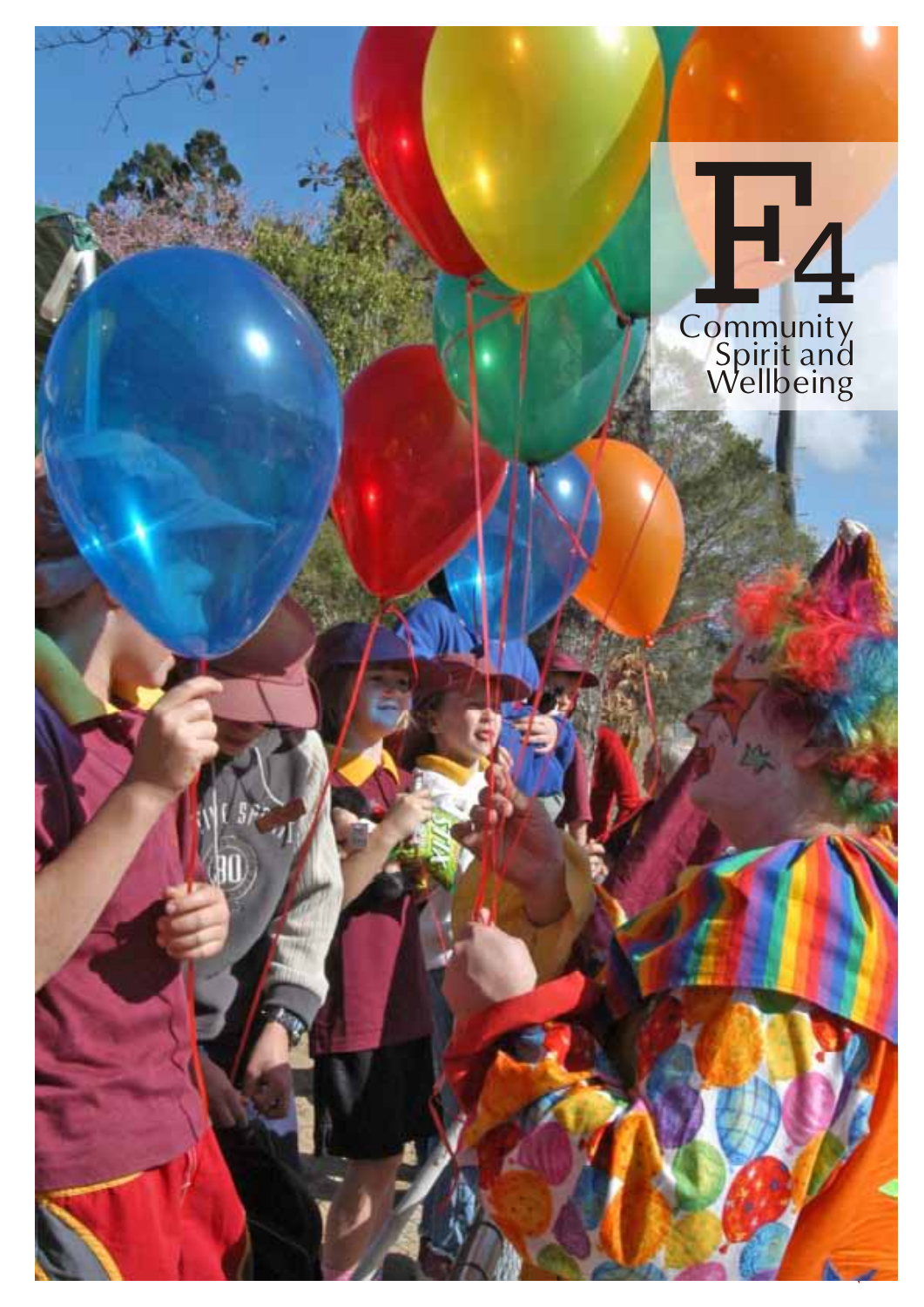# F4

## Community Spirit and Wellbeing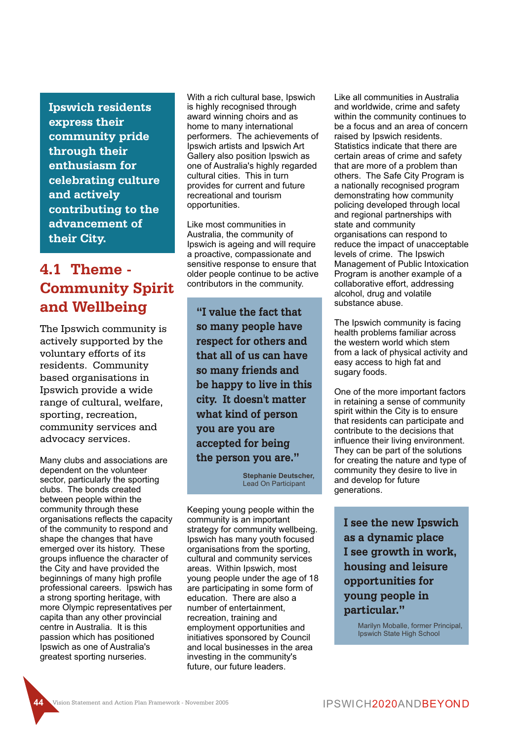**Ipswich residents express their community pride through their enthusiasm for celebrating culture and actively contributing to the advancement of their City.**

## 4.1 Theme - Community Spirit and Wellbeing

The Ipswich community is actively supported by the voluntary efforts of its residents. Community based organisations in Ipswich provide a wide range of cultural, welfare, sporting, recreation, community services and advocacy services.

Many clubs and associations are dependent on the volunteer sector, particularly the sporting clubs. The bonds created between people within the community through these organisations reflects the capacity of the community to respond and shape the changes that have emerged over its history. These groups influence the character of the City and have provided the beginnings of many high profile professional careers. Ipswich has a strong sporting heritage, with more Olympic representatives per capita than any other provincial centre in Australia. It is this passion which has positioned Ipswich as one of Australia's greatest sporting nurseries.

With a rich cultural base, Ipswich is highly recognised through award winning choirs and as home to many international performers. The achievements of Ipswich artists and Ipswich Art Gallery also position Ipswich as one of Australia's highly regarded cultural cities. This in turn provides for current and future recreational and tourism opportunities.

Like most communities in Australia, the community of Ipswich is ageing and will require a proactive, compassionate and sensitive response to ensure that older people continue to be active contributors in the community.

> **"I value the fact that so many people have respect for others and that all of us can have so many friends and be happy to live in this city. It doesn't matter what kind of person you are you are accepted for being the person you are."**
>
> **Stephanie Deutscher,**
> Lead On Participant

Keeping young people within the community is an important strategy for community wellbeing. Ipswich has many youth focused organisations from the sporting, cultural and community services areas. Within Ipswich, most young people under the age of 18 are participating in some form of education. There are also a number of entertainment, recreation, training and employment opportunities and initiatives sponsored by Council and local businesses in the area investing in the community's future, our future leaders.

Like all communities in Australia and worldwide, crime and safety within the community continues to be a focus and an area of concern raised by Ipswich residents. Statistics indicate that there are certain areas of crime and safety that are more of a problem than others. The Safe City Program is a nationally recognised program demonstrating how community policing developed through local and regional partnerships with state and community organisations can respond to reduce the impact of unacceptable levels of crime. The Ipswich Management of Public Intoxication Program is another example of a collaborative effort, addressing alcohol, drug and volatile substance abuse.

The Ipswich community is facing health problems familiar across the western world which stem from a lack of physical activity and easy access to high fat and sugary foods.

One of the more important factors in retaining a sense of community spirit within the City is to ensure that residents can participate and contribute to the decisions that influence their living environment. They can be part of the solutions for creating the nature and type of community they desire to live in and develop for future generations.

> **I see the new Ipswich as a dynamic place I see growth in work, housing and leisure opportunities for young people in particular."**
>
> Marilyn Moballe, former Principal, Ipswich State High School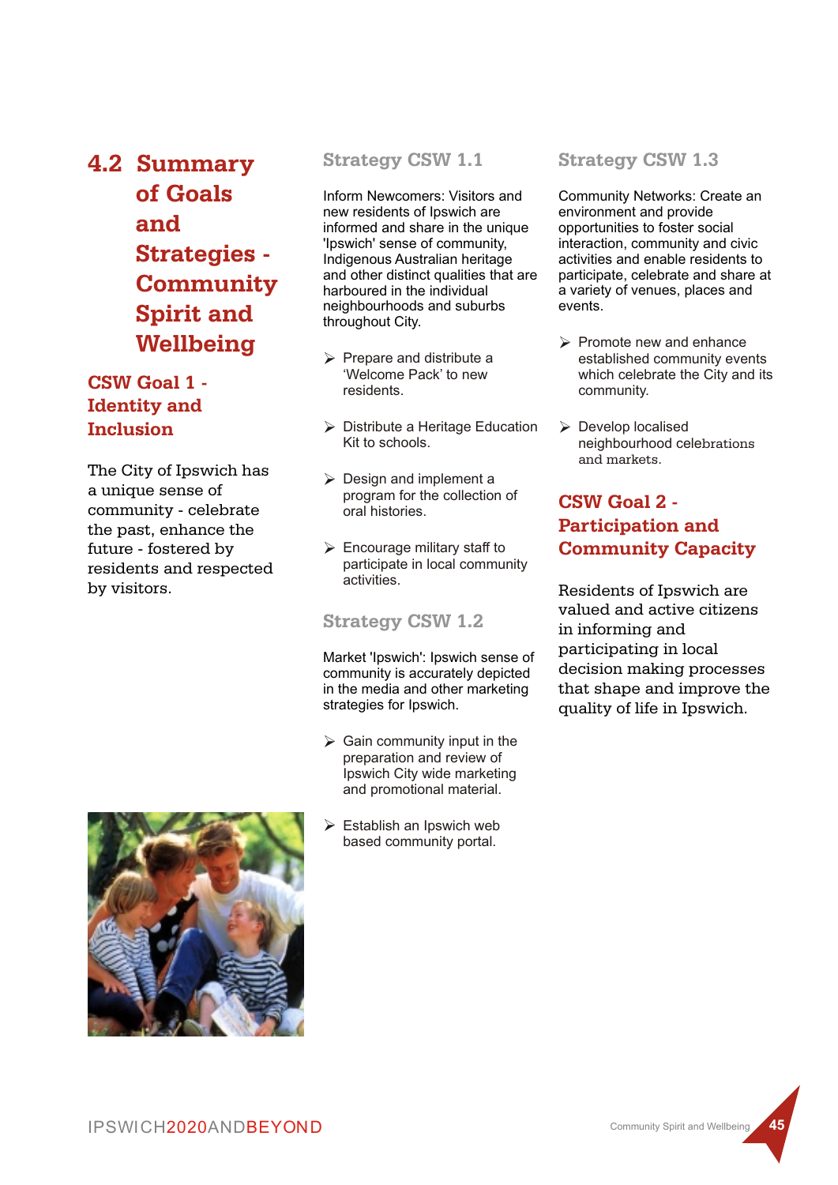# 4.2 Summary of Goals and Strategies - Community Spirit and Wellbeing

## CSW Goal 1 - Identity and Inclusion

The City of Ipswich has a unique sense of community - celebrate the past, enhance the future - fostered by residents and respected by visitors.

### Strategy CSW 1.1

Inform Newcomers: Visitors and new residents of Ipswich are informed and share in the unique 'Ipswich' sense of community, Indigenous Australian heritage and other distinct qualities that are harboured in the individual neighbourhoods and suburbs throughout City.

- Prepare and distribute a 'Welcome Pack' to new residents.
- Distribute a Heritage Education Kit to schools.
- Design and implement a program for the collection of oral histories.
- Encourage military staff to participate in local community activities.

### Strategy CSW 1.2

Market 'Ipswich': Ipswich sense of community is accurately depicted in the media and other marketing strategies for Ipswich.

- Gain community input in the preparation and review of Ipswich City wide marketing and promotional material.
- Establish an Ipswich web based community portal.

### Strategy CSW 1.3

Community Networks: Create an environment and provide opportunities to foster social interaction, community and civic activities and enable residents to participate, celebrate and share at a variety of venues, places and events.

- Promote new and enhance established community events which celebrate the City and its community.
- Develop localised neighbourhood celebrations and markets.

## CSW Goal 2 - Participation and Community Capacity

Residents of Ipswich are valued and active citizens in informing and participating in local decision making processes that shape and improve the quality of life in Ipswich.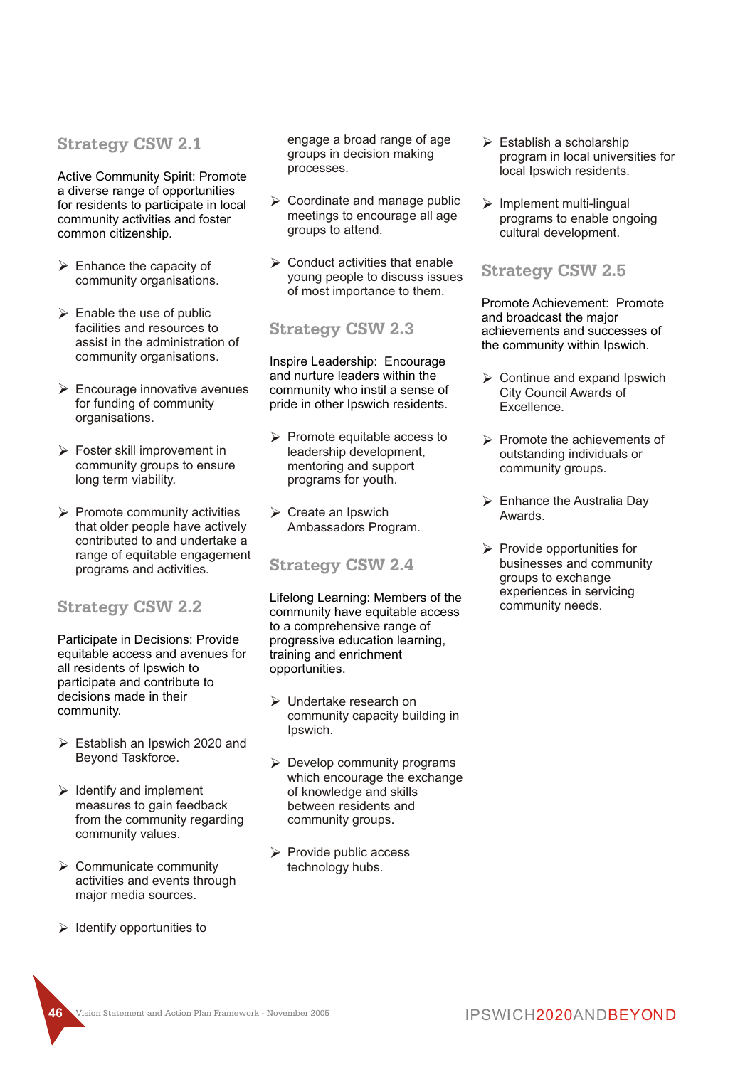## Strategy CSW 2.1

Active Community Spirit: Promote a diverse range of opportunities for residents to participate in local community activities and foster common citizenship.

- Enhance the capacity of community organisations.
- Enable the use of public facilities and resources to assist in the administration of community organisations.
- Encourage innovative avenues for funding of community organisations.
- Foster skill improvement in community groups to ensure long term viability.
- Promote community activities that older people have actively contributed to and undertake a range of equitable engagement programs and activities.

## Strategy CSW 2.2

Participate in Decisions: Provide equitable access and avenues for all residents of Ipswich to participate and contribute to decisions made in their community.

- Establish an Ipswich 2020 and Beyond Taskforce.
- Identify and implement measures to gain feedback from the community regarding community values.
- Communicate community activities and events through major media sources.
- Identify opportunities to engage a broad range of age groups in decision making processes.
- Coordinate and manage public meetings to encourage all age groups to attend.
- Conduct activities that enable young people to discuss issues of most importance to them.

## Strategy CSW 2.3

Inspire Leadership: Encourage and nurture leaders within the community who instil a sense of pride in other Ipswich residents.

- Promote equitable access to leadership development, mentoring and support programs for youth.
- Create an Ipswich Ambassadors Program.

## Strategy CSW 2.4

Lifelong Learning: Members of the community have equitable access to a comprehensive range of progressive education learning, training and enrichment opportunities.

- Undertake research on community capacity building in Ipswich.
- Develop community programs which encourage the exchange of knowledge and skills between residents and community groups.
- Provide public access technology hubs.
- Establish a scholarship program in local universities for local Ipswich residents.
- Implement multi-lingual programs to enable ongoing cultural development.

## Strategy CSW 2.5

Promote Achievement: Promote and broadcast the major achievements and successes of the community within Ipswich.

- Continue and expand Ipswich City Council Awards of Excellence.
- Promote the achievements of outstanding individuals or community groups.
- Enhance the Australia Day Awards.
- Provide opportunities for businesses and community groups to exchange experiences in servicing community needs.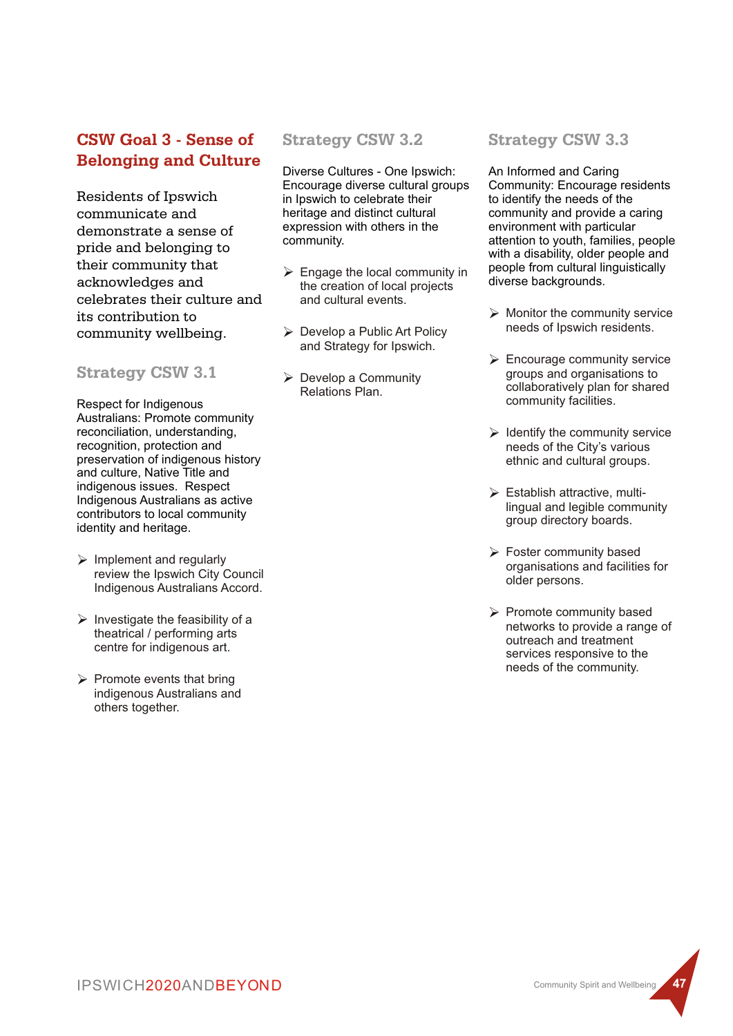## CSW Goal 3 - Sense of Belonging and Culture

Residents of Ipswich communicate and demonstrate a sense of pride and belonging to their community that acknowledges and celebrates their culture and its contribution to community wellbeing.

### Strategy CSW 3.1

Respect for Indigenous Australians: Promote community reconciliation, understanding, recognition, protection and preservation of indigenous history and culture, Native Title and indigenous issues. Respect Indigenous Australians as active contributors to local community identity and heritage.

- Implement and regularly review the Ipswich City Council Indigenous Australians Accord.
- Investigate the feasibility of a theatrical / performing arts centre for indigenous art.
- Promote events that bring indigenous Australians and others together.

### Strategy CSW 3.2

Diverse Cultures - One Ipswich: Encourage diverse cultural groups in Ipswich to celebrate their heritage and distinct cultural expression with others in the community.

- Engage the local community in the creation of local projects and cultural events.
- Develop a Public Art Policy and Strategy for Ipswich.
- Develop a Community Relations Plan.

### Strategy CSW 3.3

An Informed and Caring Community: Encourage residents to identify the needs of the community and provide a caring environment with particular attention to youth, families, people with a disability, older people and people from cultural linguistically diverse backgrounds.

- Monitor the community service needs of Ipswich residents.
- Encourage community service groups and organisations to collaboratively plan for shared community facilities.
- Identify the community service needs of the City's various ethnic and cultural groups.
- Establish attractive, multi-lingual and legible community group directory boards.
- Foster community based organisations and facilities for older persons.
- Promote community based networks to provide a range of outreach and treatment services responsive to the needs of the community.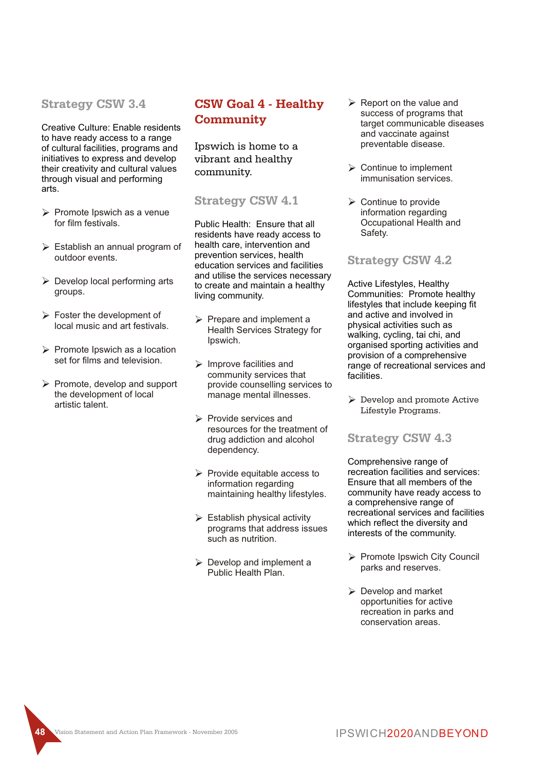### Strategy CSW 3.4

Creative Culture: Enable residents to have ready access to a range of cultural facilities, programs and initiatives to express and develop their creativity and cultural values through visual and performing arts.

- Promote Ipswich as a venue for film festivals.
- Establish an annual program of outdoor events.
- Develop local performing arts groups.
- Foster the development of local music and art festivals.
- Promote Ipswich as a location set for films and television.
- Promote, develop and support the development of local artistic talent.

## CSW Goal 4 - Healthy Community

Ipswich is home to a vibrant and healthy community.

### Strategy CSW 4.1

Public Health: Ensure that all residents have ready access to health care, intervention and prevention services, health education services and facilities and utilise the services necessary to create and maintain a healthy living community.

- Prepare and implement a Health Services Strategy for Ipswich.
- Improve facilities and community services that provide counselling services to manage mental illnesses.
- Provide services and resources for the treatment of drug addiction and alcohol dependency.
- Provide equitable access to information regarding maintaining healthy lifestyles.
- Establish physical activity programs that address issues such as nutrition.
- Develop and implement a Public Health Plan.
- Report on the value and success of programs that target communicable diseases and vaccinate against preventable disease.
- Continue to implement immunisation services.
- Continue to provide information regarding Occupational Health and Safety.

### Strategy CSW 4.2

Active Lifestyles, Healthy Communities: Promote healthy lifestyles that include keeping fit and active and involved in physical activities such as walking, cycling, tai chi, and organised sporting activities and provision of a comprehensive range of recreational services and facilities.

- Develop and promote Active Lifestyle Programs.

### Strategy CSW 4.3

Comprehensive range of recreation facilities and services: Ensure that all members of the community have ready access to a comprehensive range of recreational services and facilities which reflect the diversity and interests of the community.

- Promote Ipswich City Council parks and reserves.
- Develop and market opportunities for active recreation in parks and conservation areas.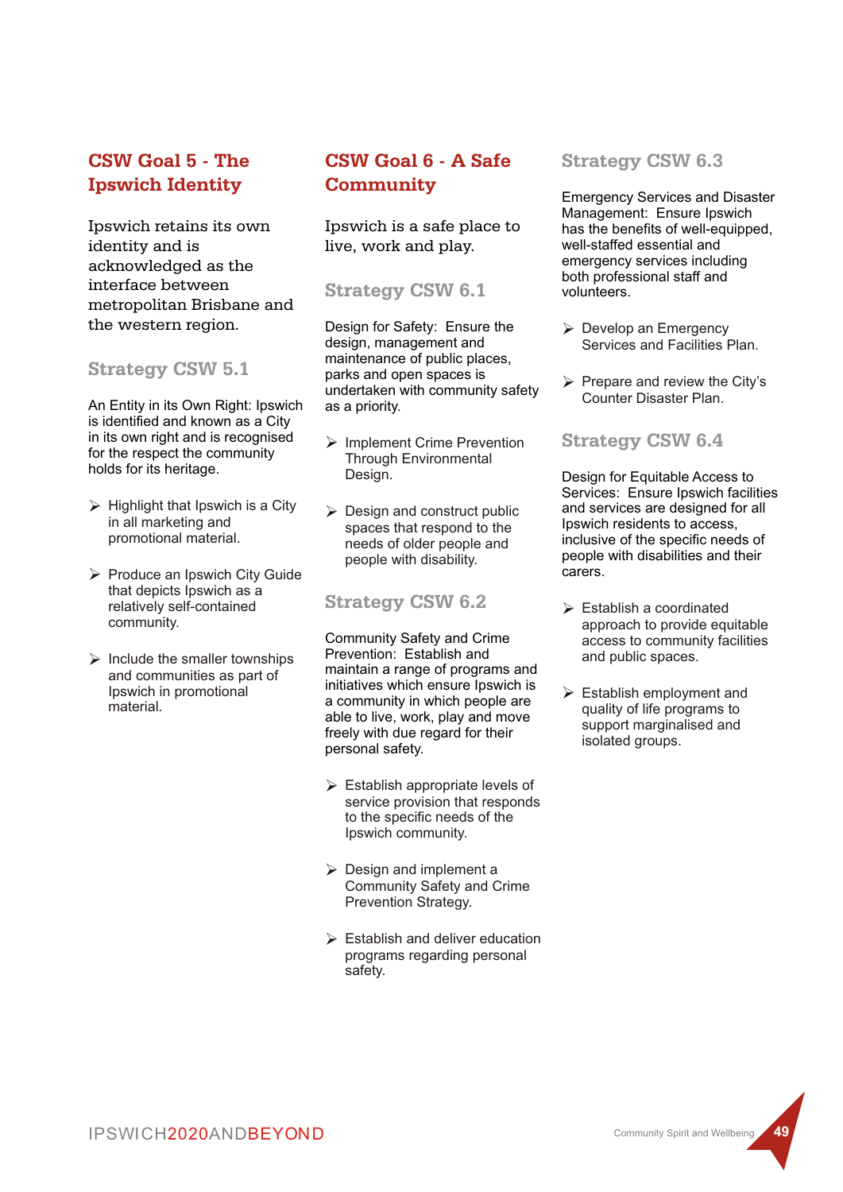## CSW Goal 5 - The Ipswich Identity

Ipswich retains its own identity and is acknowledged as the interface between metropolitan Brisbane and the western region.

### Strategy CSW 5.1

An Entity in its Own Right: Ipswich is identified and known as a City in its own right and is recognised for the respect the community holds for its heritage.

- Highlight that Ipswich is a City in all marketing and promotional material.
- Produce an Ipswich City Guide that depicts Ipswich as a relatively self-contained community.
- Include the smaller townships and communities as part of Ipswich in promotional material.

## CSW Goal 6 - A Safe Community

Ipswich is a safe place to live, work and play.

### Strategy CSW 6.1

Design for Safety: Ensure the design, management and maintenance of public places, parks and open spaces is undertaken with community safety as a priority.

- Implement Crime Prevention Through Environmental Design.
- Design and construct public spaces that respond to the needs of older people and people with disability.

### Strategy CSW 6.2

Community Safety and Crime Prevention: Establish and maintain a range of programs and initiatives which ensure Ipswich is a community in which people are able to live, work, play and move freely with due regard for their personal safety.

- Establish appropriate levels of service provision that responds to the specific needs of the Ipswich community.
- Design and implement a Community Safety and Crime Prevention Strategy.
- Establish and deliver education programs regarding personal safety.

### Strategy CSW 6.3

Emergency Services and Disaster Management: Ensure Ipswich has the benefits of well-equipped, well-staffed essential and emergency services including both professional staff and volunteers.

- Develop an Emergency Services and Facilities Plan.
- Prepare and review the City's Counter Disaster Plan.

### Strategy CSW 6.4

Design for Equitable Access to Services: Ensure Ipswich facilities and services are designed for all Ipswich residents to access, inclusive of the specific needs of people with disabilities and their carers.

- Establish a coordinated approach to provide equitable access to community facilities and public spaces.
- Establish employment and quality of life programs to support marginalised and isolated groups.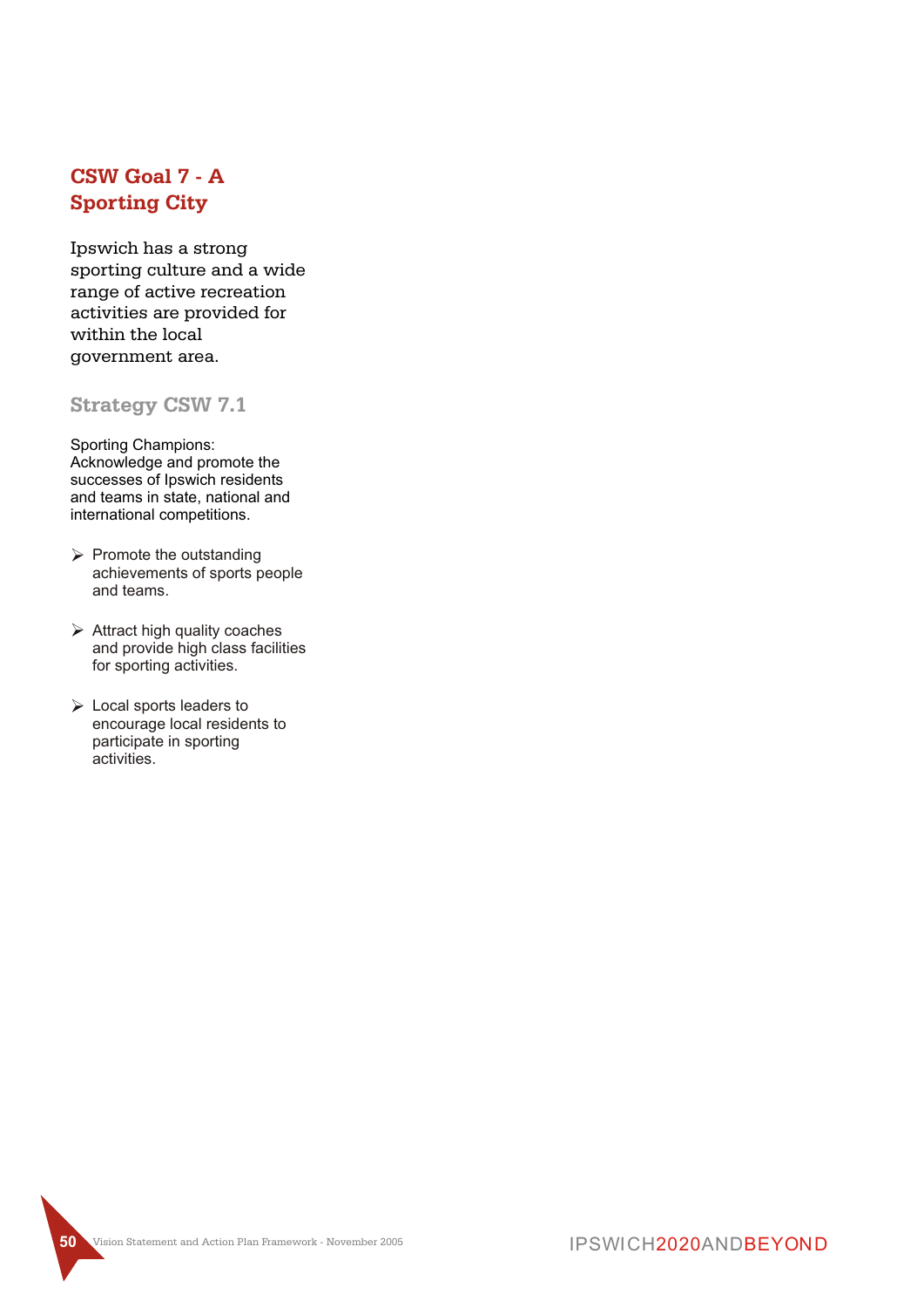## CSW Goal 7 - A Sporting City

Ipswich has a strong sporting culture and a wide range of active recreation activities are provided for within the local government area.

### Strategy CSW 7.1

Sporting Champions: Acknowledge and promote the successes of Ipswich residents and teams in state, national and international competitions.

- Promote the outstanding achievements of sports people and teams.
- Attract high quality coaches and provide high class facilities for sporting activities.
- Local sports leaders to encourage local residents to participate in sporting activities.